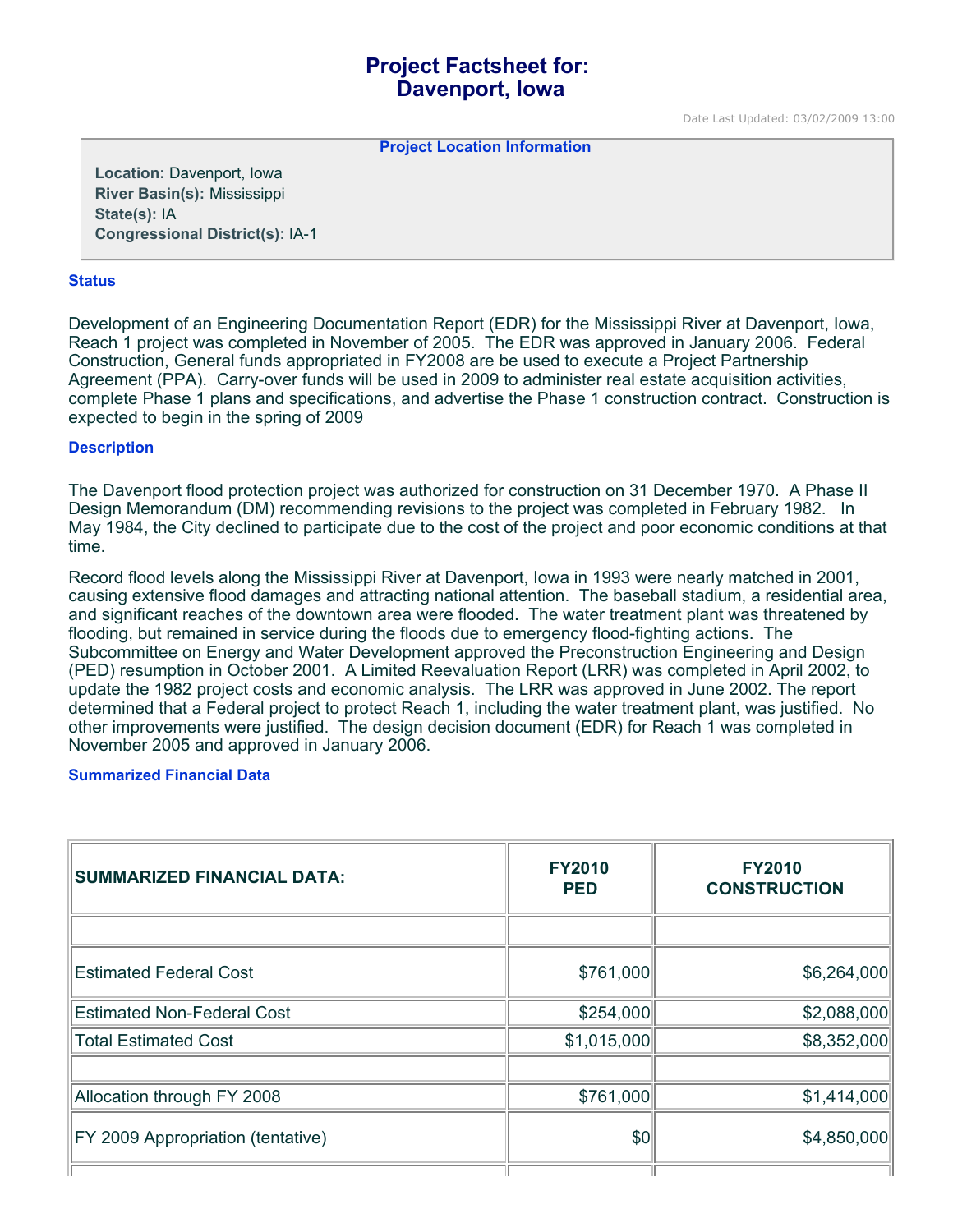# Project Factsheet for:
# Davenport, Iowa

Date Last Updated: 03/02/2009 13:00

**Project Location Information**

**Location:** Davenport, Iowa
**River Basin(s):** Mississippi
**State(s):** IA
**Congressional District(s):** IA-1

## Status

Development of an Engineering Documentation Report (EDR) for the Mississippi River at Davenport, Iowa, Reach 1 project was completed in November of 2005. The EDR was approved in January 2006. Federal Construction, General funds appropriated in FY2008 are be used to execute a Project Partnership Agreement (PPA). Carry-over funds will be used in 2009 to administer real estate acquisition activities, complete Phase 1 plans and specifications, and advertise the Phase 1 construction contract. Construction is expected to begin in the spring of 2009

## Description

The Davenport flood protection project was authorized for construction on 31 December 1970. A Phase II Design Memorandum (DM) recommending revisions to the project was completed in February 1982. In May 1984, the City declined to participate due to the cost of the project and poor economic conditions at that time.

Record flood levels along the Mississippi River at Davenport, Iowa in 1993 were nearly matched in 2001, causing extensive flood damages and attracting national attention. The baseball stadium, a residential area, and significant reaches of the downtown area were flooded. The water treatment plant was threatened by flooding, but remained in service during the floods due to emergency flood-fighting actions. The Subcommittee on Energy and Water Development approved the Preconstruction Engineering and Design (PED) resumption in October 2001. A Limited Reevaluation Report (LRR) was completed in April 2002, to update the 1982 project costs and economic analysis. The LRR was approved in June 2002. The report determined that a Federal project to protect Reach 1, including the water treatment plant, was justified. No other improvements were justified. The design decision document (EDR) for Reach 1 was completed in November 2005 and approved in January 2006.

## Summarized Financial Data

| SUMMARIZED FINANCIAL DATA: | FY2010 PED | FY2010 CONSTRUCTION |
|---|---|---|
| | | |
| Estimated Federal Cost | $761,000 | $6,264,000 |
| Estimated Non-Federal Cost | $254,000 | $2,088,000 |
| Total Estimated Cost | $1,015,000 | $8,352,000 |
| | | |
| Allocation through FY 2008 | $761,000 | $1,414,000 |
| FY 2009 Appropriation (tentative) | $0 | $4,850,000 |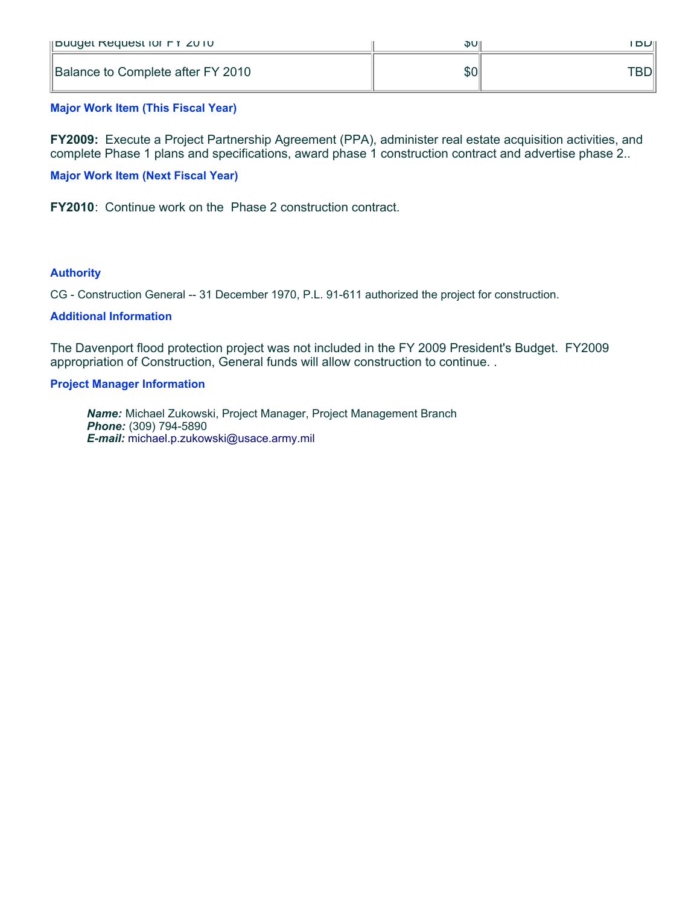| | | |
|---|---|---|
| Budget Request for FY 2010 | $0 | TBD |
| Balance to Complete after FY 2010 | $0 | TBD |

**Major Work Item (This Fiscal Year)**

**FY2009:** Execute a Project Partnership Agreement (PPA), administer real estate acquisition activities, and complete Phase 1 plans and specifications, award phase 1 construction contract and advertise phase 2..

**Major Work Item (Next Fiscal Year)**

**FY2010**: Continue work on the Phase 2 construction contract.

**Authority**

CG - Construction General -- 31 December 1970, P.L. 91-611 authorized the project for construction.

**Additional Information**

The Davenport flood protection project was not included in the FY 2009 President's Budget. FY2009 appropriation of Construction, General funds will allow construction to continue. .

**Project Manager Information**

***Name:*** Michael Zukowski, Project Manager, Project Management Branch
***Phone:*** (309) 794-5890
***E-mail:*** michael.p.zukowski@usace.army.mil